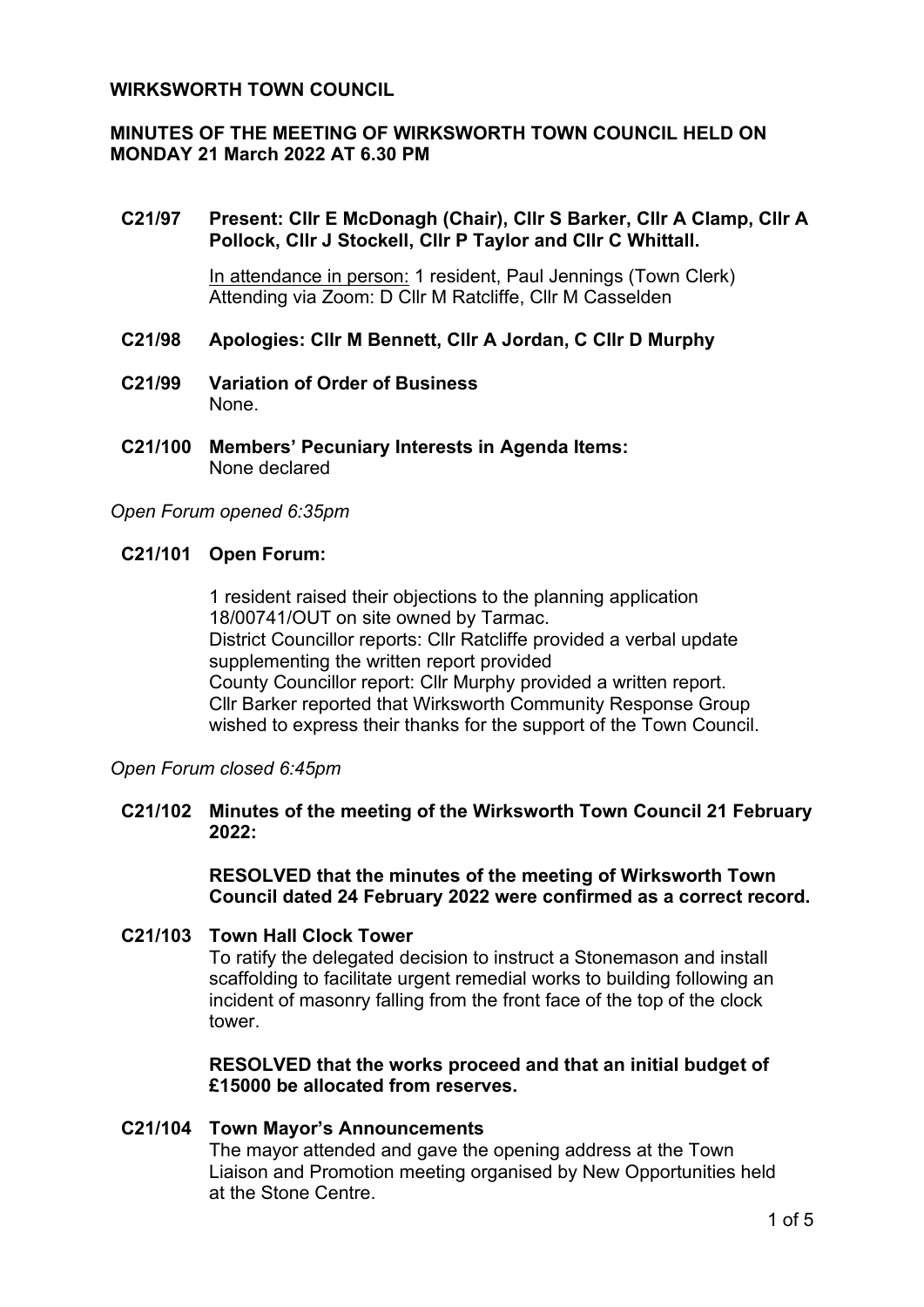**WIRKSWORTH TOWN COUNCIL**

**MINUTES OF THE MEETING OF WIRKSWORTH TOWN COUNCIL HELD ON MONDAY 21 March 2022 AT 6.30 PM**

**C21/97 Present: Cllr E McDonagh (Chair), Cllr S Barker, Cllr A Clamp, Cllr A Pollock, Cllr J Stockell, Cllr P Taylor and Cllr C Whittall.**

In attendance in person: 1 resident, Paul Jennings (Town Clerk)
Attending via Zoom: D Cllr M Ratcliffe, Cllr M Casselden

**C21/98 Apologies: Cllr M Bennett, Cllr A Jordan, C Cllr D Murphy**

**C21/99 Variation of Order of Business**
None.

**C21/100 Members' Pecuniary Interests in Agenda Items:**
None declared

*Open Forum opened 6:35pm*

**C21/101 Open Forum:**

1 resident raised their objections to the planning application 18/00741/OUT on site owned by Tarmac.
District Councillor reports: Cllr Ratcliffe provided a verbal update supplementing the written report provided
County Councillor report: Cllr Murphy provided a written report.
Cllr Barker reported that Wirksworth Community Response Group wished to express their thanks for the support of the Town Council.

*Open Forum closed 6:45pm*

**C21/102 Minutes of the meeting of the Wirksworth Town Council 21 February 2022:**

**RESOLVED that the minutes of the meeting of Wirksworth Town Council dated 24 February 2022 were confirmed as a correct record.**

**C21/103 Town Hall Clock Tower**
To ratify the delegated decision to instruct a Stonemason and install scaffolding to facilitate urgent remedial works to building following an incident of masonry falling from the front face of the top of the clock tower.

**RESOLVED that the works proceed and that an initial budget of £15000 be allocated from reserves.**

**C21/104 Town Mayor's Announcements**
The mayor attended and gave the opening address at the Town Liaison and Promotion meeting organised by New Opportunities held at the Stone Centre.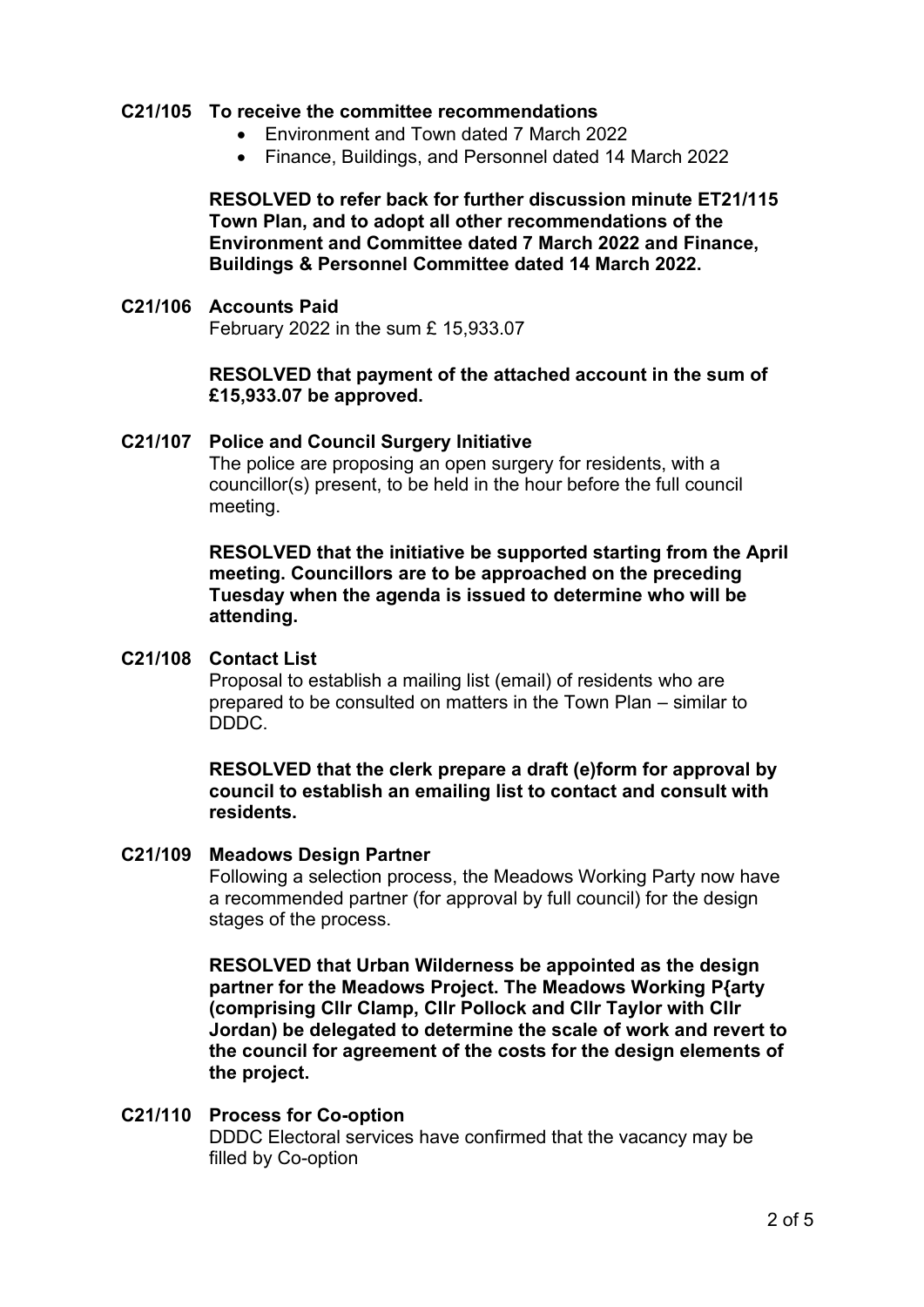**C21/105 To receive the committee recommendations**

- Environment and Town dated 7 March 2022
- Finance, Buildings, and Personnel dated 14 March 2022

**RESOLVED to refer back for further discussion minute ET21/115 Town Plan, and to adopt all other recommendations of the Environment and Committee dated 7 March 2022 and Finance, Buildings & Personnel Committee dated 14 March 2022.**

**C21/106 Accounts Paid**

February 2022 in the sum £ 15,933.07

**RESOLVED that payment of the attached account in the sum of £15,933.07 be approved.**

**C21/107 Police and Council Surgery Initiative**

The police are proposing an open surgery for residents, with a councillor(s) present, to be held in the hour before the full council meeting.

**RESOLVED that the initiative be supported starting from the April meeting. Councillors are to be approached on the preceding Tuesday when the agenda is issued to determine who will be attending.**

**C21/108 Contact List**

Proposal to establish a mailing list (email) of residents who are prepared to be consulted on matters in the Town Plan – similar to DDDC.

**RESOLVED that the clerk prepare a draft (e)form for approval by council to establish an emailing list to contact and consult with residents.**

**C21/109 Meadows Design Partner**

Following a selection process, the Meadows Working Party now have a recommended partner (for approval by full council) for the design stages of the process.

**RESOLVED that Urban Wilderness be appointed as the design partner for the Meadows Project. The Meadows Working P{arty (comprising Cllr Clamp, Cllr Pollock and Cllr Taylor with Cllr Jordan) be delegated to determine the scale of work and revert to the council for agreement of the costs for the design elements of the project.**

**C21/110 Process for Co-option**

DDDC Electoral services have confirmed that the vacancy may be filled by Co-option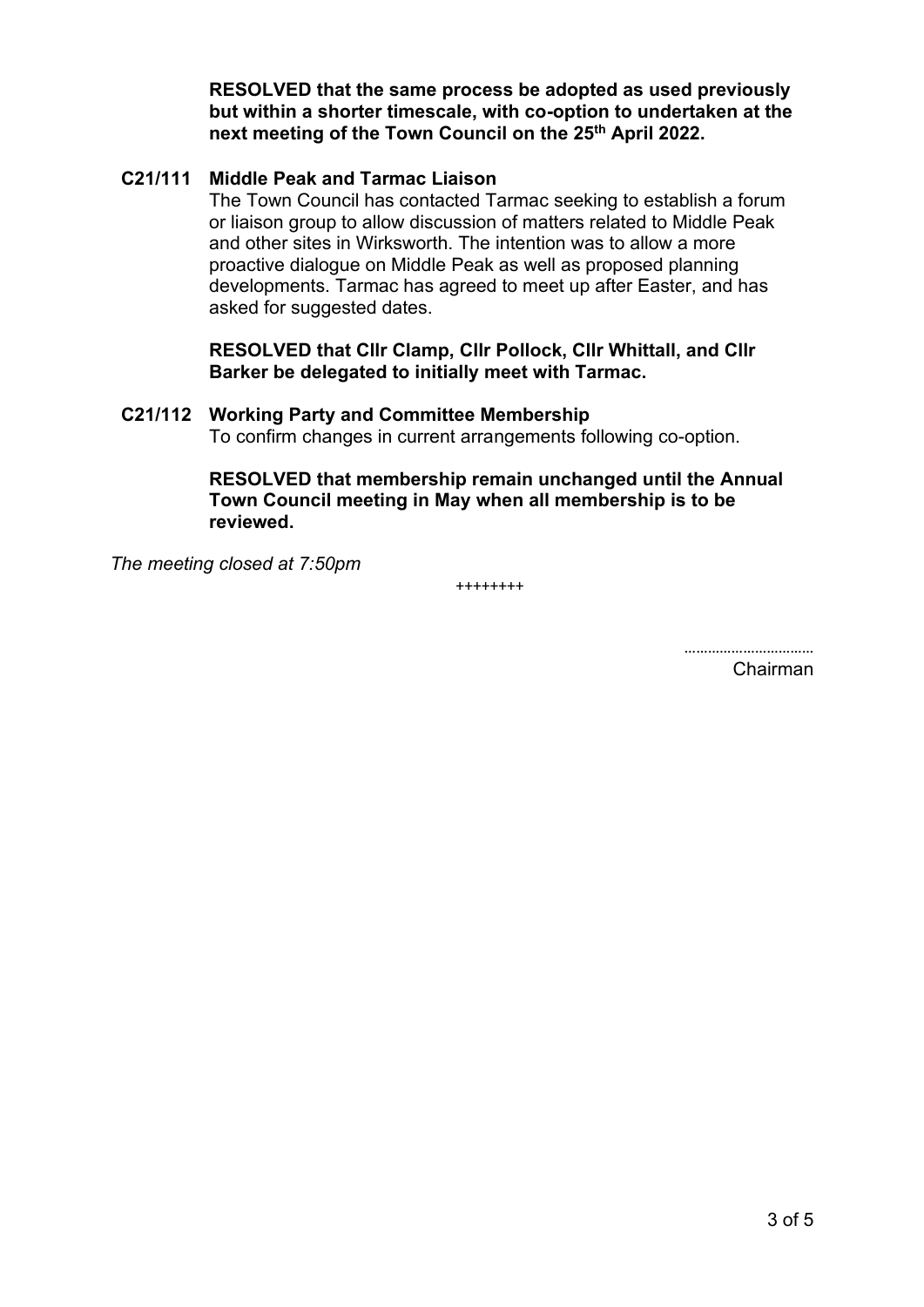**RESOLVED that the same process be adopted as used previously but within a shorter timescale, with co-option to undertaken at the next meeting of the Town Council on the 25th April 2022.**

**C21/111 Middle Peak and Tarmac Liaison**

The Town Council has contacted Tarmac seeking to establish a forum or liaison group to allow discussion of matters related to Middle Peak and other sites in Wirksworth. The intention was to allow a more proactive dialogue on Middle Peak as well as proposed planning developments. Tarmac has agreed to meet up after Easter, and has asked for suggested dates.

**RESOLVED that Cllr Clamp, Cllr Pollock, Cllr Whittall, and Cllr Barker be delegated to initially meet with Tarmac.**

**C21/112 Working Party and Committee Membership**

To confirm changes in current arrangements following co-option.

**RESOLVED that membership remain unchanged until the Annual Town Council meeting in May when all membership is to be reviewed.**

*The meeting closed at 7:50pm*

++++++++

................................

Chairman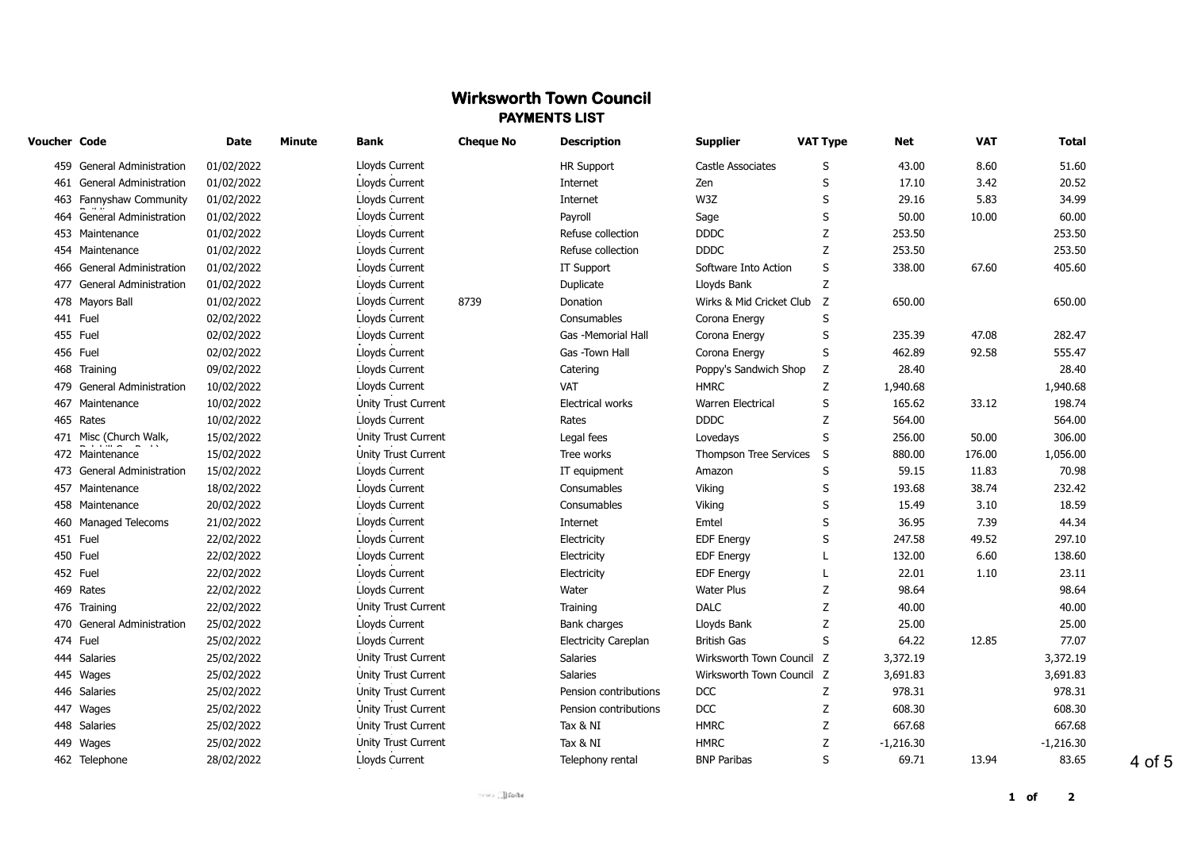# Wirksworth Town Council

## PAYMENTS LIST

| Voucher | Code | Date | Minute | Bank | Cheque No | Description | Supplier | VAT Type | Net | VAT | Total |
|---|---|---|---|---|---|---|---|---|---|---|---|
| 459 | General Administration | 01/02/2022 | | Lloyds Current | | HR Support | Castle Associates | S | 43.00 | 8.60 | 51.60 |
| 461 | General Administration | 01/02/2022 | | Lloyds Current | | Internet | Zen | S | 17.10 | 3.42 | 20.52 |
| 463 | Fannyshaw Community | 01/02/2022 | | Lloyds Current | | Internet | W3Z | S | 29.16 | 5.83 | 34.99 |
| 464 | General Administration | 01/02/2022 | | Lloyds Current | | Payroll | Sage | S | 50.00 | 10.00 | 60.00 |
| 453 | Maintenance | 01/02/2022 | | Lloyds Current | | Refuse collection | DDDC | Z | 253.50 | | 253.50 |
| 454 | Maintenance | 01/02/2022 | | Lloyds Current | | Refuse collection | DDDC | Z | 253.50 | | 253.50 |
| 466 | General Administration | 01/02/2022 | | Lloyds Current | | IT Support | Software Into Action | S | 338.00 | 67.60 | 405.60 |
| 477 | General Administration | 01/02/2022 | | Lloyds Current | | Duplicate | Lloyds Bank | Z | | | |
| 478 | Mayors Ball | 01/02/2022 | | Lloyds Current | 8739 | Donation | Wirks & Mid Cricket Club | Z | 650.00 | | 650.00 |
| 441 | Fuel | 02/02/2022 | | Lloyds Current | | Consumables | Corona Energy | S | | | |
| 455 | Fuel | 02/02/2022 | | Lloyds Current | | Gas -Memorial Hall | Corona Energy | S | 235.39 | 47.08 | 282.47 |
| 456 | Fuel | 02/02/2022 | | Lloyds Current | | Gas -Town Hall | Corona Energy | S | 462.89 | 92.58 | 555.47 |
| 468 | Training | 09/02/2022 | | Lloyds Current | | Catering | Poppy's Sandwich Shop | Z | 28.40 | | 28.40 |
| 479 | General Administration | 10/02/2022 | | Lloyds Current | | VAT | HMRC | Z | 1,940.68 | | 1,940.68 |
| 467 | Maintenance | 10/02/2022 | | Unity Trust Current | | Electrical works | Warren Electrical | S | 165.62 | 33.12 | 198.74 |
| 465 | Rates | 10/02/2022 | | Lloyds Current | | Rates | DDDC | Z | 564.00 | | 564.00 |
| 471 | Misc (Church Walk, | 15/02/2022 | | Unity Trust Current | | Legal fees | Lovedays | S | 256.00 | 50.00 | 306.00 |
| 472 | Maintenance | 15/02/2022 | | Unity Trust Current | | Tree works | Thompson Tree Services | S | 880.00 | 176.00 | 1,056.00 |
| 473 | General Administration | 15/02/2022 | | Lloyds Current | | IT equipment | Amazon | S | 59.15 | 11.83 | 70.98 |
| 457 | Maintenance | 18/02/2022 | | Lloyds Current | | Consumables | Viking | S | 193.68 | 38.74 | 232.42 |
| 458 | Maintenance | 20/02/2022 | | Lloyds Current | | Consumables | Viking | S | 15.49 | 3.10 | 18.59 |
| 460 | Managed Telecoms | 21/02/2022 | | Lloyds Current | | Internet | Emtel | S | 36.95 | 7.39 | 44.34 |
| 451 | Fuel | 22/02/2022 | | Lloyds Current | | Electricity | EDF Energy | S | 247.58 | 49.52 | 297.10 |
| 450 | Fuel | 22/02/2022 | | Lloyds Current | | Electricity | EDF Energy | L | 132.00 | 6.60 | 138.60 |
| 452 | Fuel | 22/02/2022 | | Lloyds Current | | Electricity | EDF Energy | L | 22.01 | 1.10 | 23.11 |
| 469 | Rates | 22/02/2022 | | Lloyds Current | | Water | Water Plus | Z | 98.64 | | 98.64 |
| 476 | Training | 22/02/2022 | | Unity Trust Current | | Training | DALC | Z | 40.00 | | 40.00 |
| 470 | General Administration | 25/02/2022 | | Lloyds Current | | Bank charges | Lloyds Bank | Z | 25.00 | | 25.00 |
| 474 | Fuel | 25/02/2022 | | Lloyds Current | | Electricity Careplan | British Gas | S | 64.22 | 12.85 | 77.07 |
| 444 | Salaries | 25/02/2022 | | Unity Trust Current | | Salaries | Wirksworth Town Council | Z | 3,372.19 | | 3,372.19 |
| 445 | Wages | 25/02/2022 | | Unity Trust Current | | Salaries | Wirksworth Town Council | Z | 3,691.83 | | 3,691.83 |
| 446 | Salaries | 25/02/2022 | | Unity Trust Current | | Pension contributions | DCC | Z | 978.31 | | 978.31 |
| 447 | Wages | 25/02/2022 | | Unity Trust Current | | Pension contributions | DCC | Z | 608.30 | | 608.30 |
| 448 | Salaries | 25/02/2022 | | Unity Trust Current | | Tax & NI | HMRC | Z | 667.68 | | 667.68 |
| 449 | Wages | 25/02/2022 | | Unity Trust Current | | Tax & NI | HMRC | Z | -1,216.30 | | -1,216.30 |
| 462 | Telephone | 28/02/2022 | | Lloyds Current | | Telephony rental | BNP Paribas | S | 69.71 | 13.94 | 83.65 |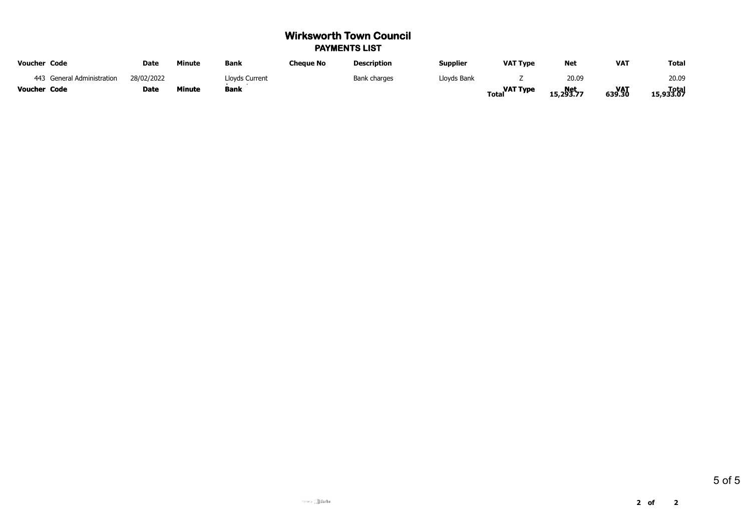# Wirksworth Town Council

## PAYMENTS LIST

| Voucher | Code | Date | Minute | Bank | Cheque No | Description | Supplier | VAT Type | Net | VAT | Total |
|---|---|---|---|---|---|---|---|---|---|---|---|
| 443 | General Administration | 28/02/2022 | | Lloyds Current | | Bank charges | Lloyds Bank | Z | 20.09 | | 20.09 |
| | | | | | | | | **Total** | **15,293.77** | **639.30** | **15,933.07** |